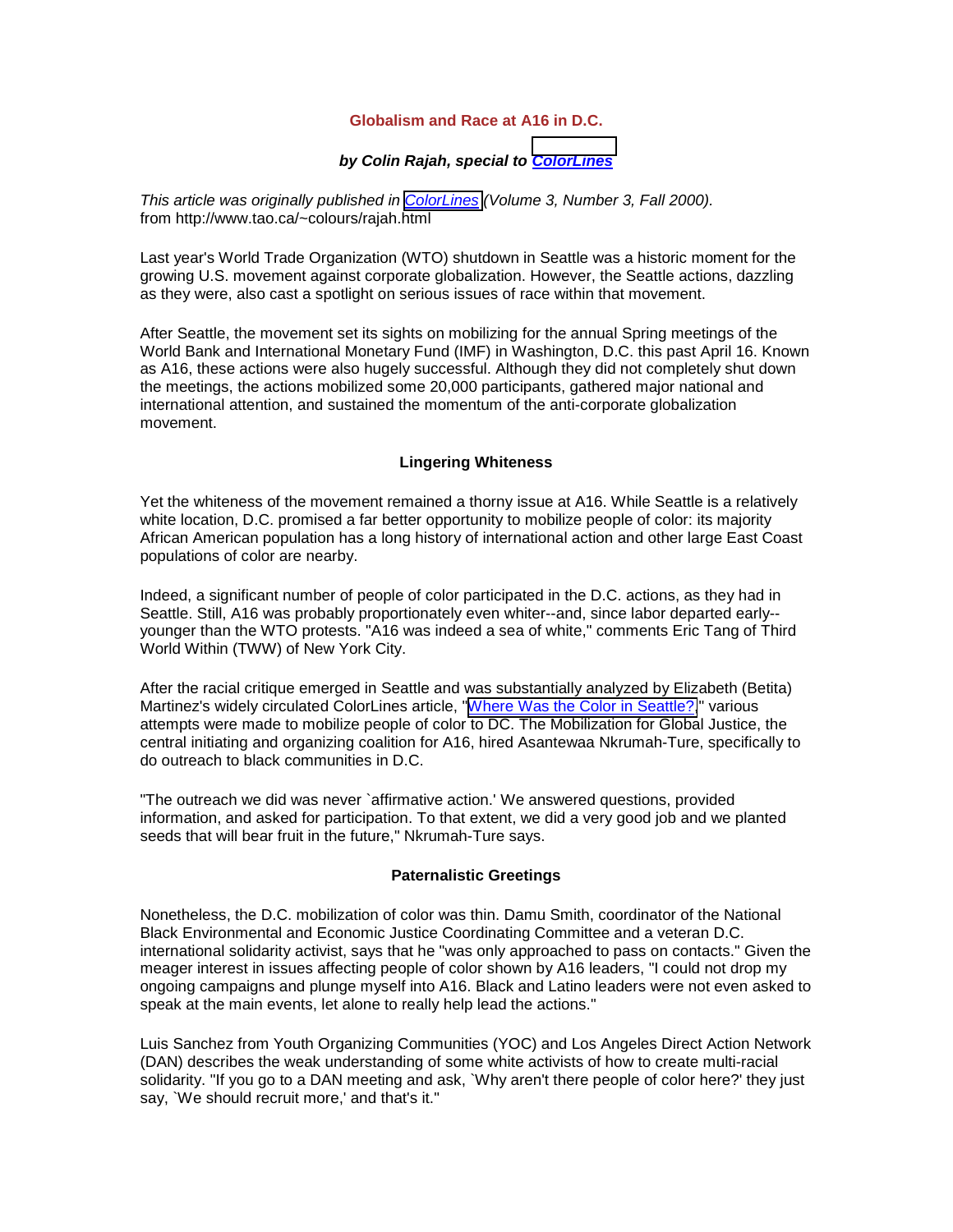## Globalism and Race at A16 in D.C.

***by Colin Rajah, special to ColorLines***

*This article was originally published in ColorLines (Volume 3, Number 3, Fall 2000).*
from http://www.tao.ca/~colours/rajah.html

Last year's World Trade Organization (WTO) shutdown in Seattle was a historic moment for the growing U.S. movement against corporate globalization. However, the Seattle actions, dazzling as they were, also cast a spotlight on serious issues of race within that movement.

After Seattle, the movement set its sights on mobilizing for the annual Spring meetings of the World Bank and International Monetary Fund (IMF) in Washington, D.C. this past April 16. Known as A16, these actions were also hugely successful. Although they did not completely shut down the meetings, the actions mobilized some 20,000 participants, gathered major national and international attention, and sustained the momentum of the anti-corporate globalization movement.

### Lingering Whiteness

Yet the whiteness of the movement remained a thorny issue at A16. While Seattle is a relatively white location, D.C. promised a far better opportunity to mobilize people of color: its majority African American population has a long history of international action and other large East Coast populations of color are nearby.

Indeed, a significant number of people of color participated in the D.C. actions, as they had in Seattle. Still, A16 was probably proportionately even whiter--and, since labor departed early--younger than the WTO protests. "A16 was indeed a sea of white," comments Eric Tang of Third World Within (TWW) of New York City.

After the racial critique emerged in Seattle and was substantially analyzed by Elizabeth (Betita) Martinez's widely circulated ColorLines article, "Where Was the Color in Seattle?," various attempts were made to mobilize people of color to DC. The Mobilization for Global Justice, the central initiating and organizing coalition for A16, hired Asantewaa Nkrumah-Ture, specifically to do outreach to black communities in D.C.

"The outreach we did was never `affirmative action.' We answered questions, provided information, and asked for participation. To that extent, we did a very good job and we planted seeds that will bear fruit in the future," Nkrumah-Ture says.

### Paternalistic Greetings

Nonetheless, the D.C. mobilization of color was thin. Damu Smith, coordinator of the National Black Environmental and Economic Justice Coordinating Committee and a veteran D.C. international solidarity activist, says that he "was only approached to pass on contacts." Given the meager interest in issues affecting people of color shown by A16 leaders, "I could not drop my ongoing campaigns and plunge myself into A16. Black and Latino leaders were not even asked to speak at the main events, let alone to really help lead the actions."

Luis Sanchez from Youth Organizing Communities (YOC) and Los Angeles Direct Action Network (DAN) describes the weak understanding of some white activists of how to create multi-racial solidarity. "If you go to a DAN meeting and ask, `Why aren't there people of color here?' they just say, `We should recruit more,' and that's it."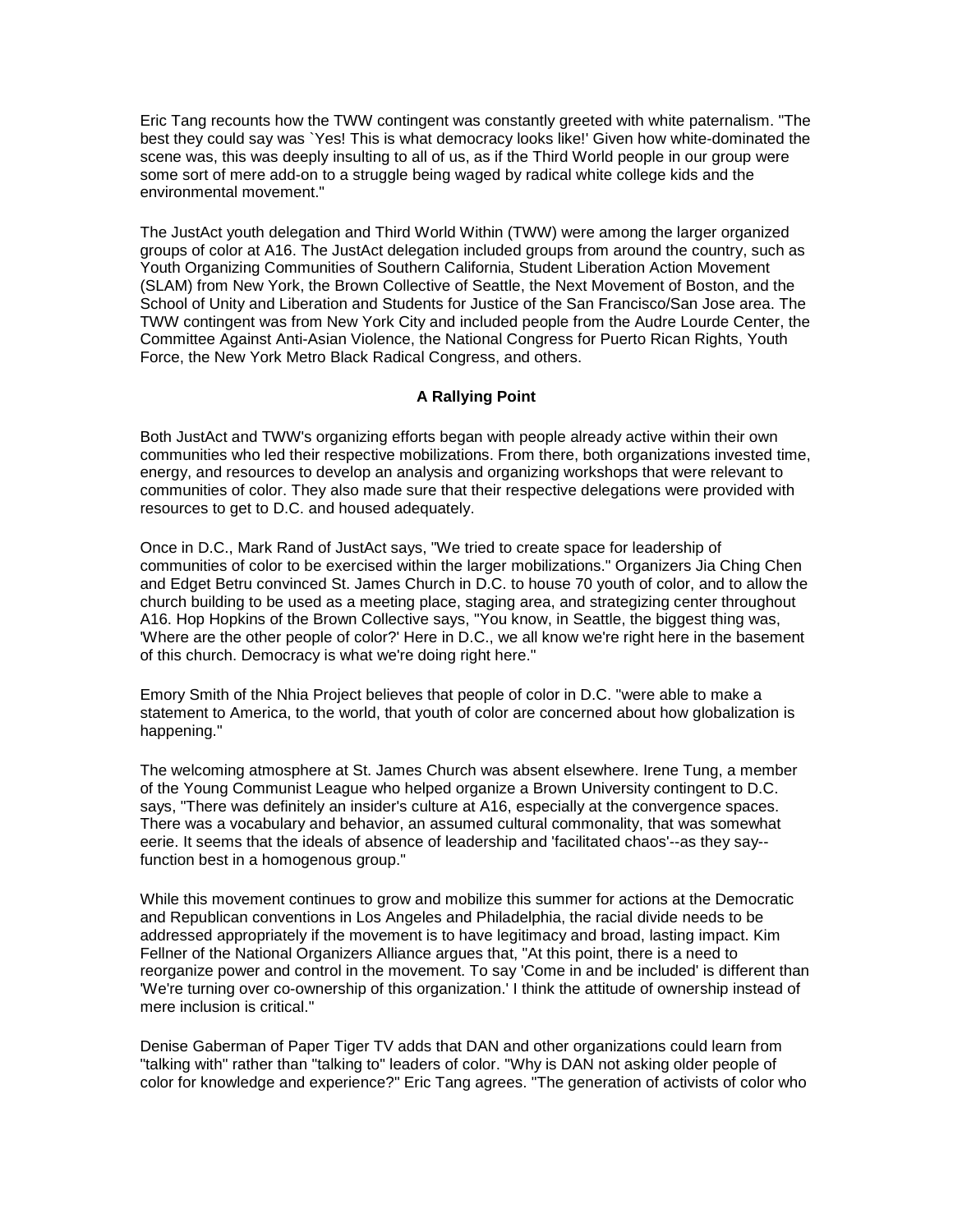Eric Tang recounts how the TWW contingent was constantly greeted with white paternalism. "The best they could say was `Yes! This is what democracy looks like!' Given how white-dominated the scene was, this was deeply insulting to all of us, as if the Third World people in our group were some sort of mere add-on to a struggle being waged by radical white college kids and the environmental movement."

The JustAct youth delegation and Third World Within (TWW) were among the larger organized groups of color at A16. The JustAct delegation included groups from around the country, such as Youth Organizing Communities of Southern California, Student Liberation Action Movement (SLAM) from New York, the Brown Collective of Seattle, the Next Movement of Boston, and the School of Unity and Liberation and Students for Justice of the San Francisco/San Jose area. The TWW contingent was from New York City and included people from the Audre Lourde Center, the Committee Against Anti-Asian Violence, the National Congress for Puerto Rican Rights, Youth Force, the New York Metro Black Radical Congress, and others.

**A Rallying Point**

Both JustAct and TWW's organizing efforts began with people already active within their own communities who led their respective mobilizations. From there, both organizations invested time, energy, and resources to develop an analysis and organizing workshops that were relevant to communities of color. They also made sure that their respective delegations were provided with resources to get to D.C. and housed adequately.

Once in D.C., Mark Rand of JustAct says, "We tried to create space for leadership of communities of color to be exercised within the larger mobilizations." Organizers Jia Ching Chen and Edget Betru convinced St. James Church in D.C. to house 70 youth of color, and to allow the church building to be used as a meeting place, staging area, and strategizing center throughout A16. Hop Hopkins of the Brown Collective says, "You know, in Seattle, the biggest thing was, 'Where are the other people of color?' Here in D.C., we all know we're right here in the basement of this church. Democracy is what we're doing right here."

Emory Smith of the Nhia Project believes that people of color in D.C. "were able to make a statement to America, to the world, that youth of color are concerned about how globalization is happening."

The welcoming atmosphere at St. James Church was absent elsewhere. Irene Tung, a member of the Young Communist League who helped organize a Brown University contingent to D.C. says, "There was definitely an insider's culture at A16, especially at the convergence spaces. There was a vocabulary and behavior, an assumed cultural commonality, that was somewhat eerie. It seems that the ideals of absence of leadership and 'facilitated chaos'--as they say--function best in a homogenous group."

While this movement continues to grow and mobilize this summer for actions at the Democratic and Republican conventions in Los Angeles and Philadelphia, the racial divide needs to be addressed appropriately if the movement is to have legitimacy and broad, lasting impact. Kim Fellner of the National Organizers Alliance argues that, "At this point, there is a need to reorganize power and control in the movement. To say 'Come in and be included' is different than 'We're turning over co-ownership of this organization.' I think the attitude of ownership instead of mere inclusion is critical."

Denise Gaberman of Paper Tiger TV adds that DAN and other organizations could learn from "talking with" rather than "talking to" leaders of color. "Why is DAN not asking older people of color for knowledge and experience?" Eric Tang agrees. "The generation of activists of color who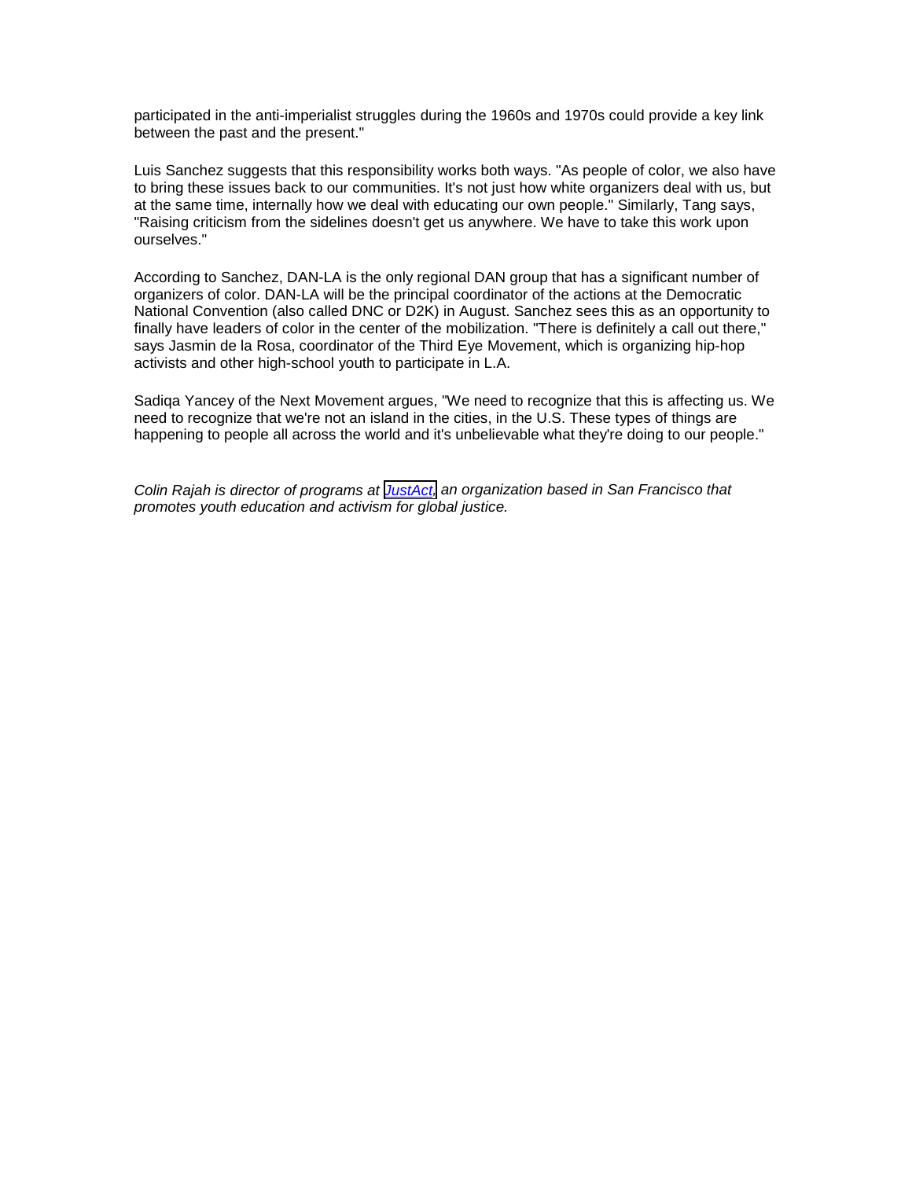participated in the anti-imperialist struggles during the 1960s and 1970s could provide a key link between the past and the present."

Luis Sanchez suggests that this responsibility works both ways. "As people of color, we also have to bring these issues back to our communities. It's not just how white organizers deal with us, but at the same time, internally how we deal with educating our own people." Similarly, Tang says, "Raising criticism from the sidelines doesn't get us anywhere. We have to take this work upon ourselves."

According to Sanchez, DAN-LA is the only regional DAN group that has a significant number of organizers of color. DAN-LA will be the principal coordinator of the actions at the Democratic National Convention (also called DNC or D2K) in August. Sanchez sees this as an opportunity to finally have leaders of color in the center of the mobilization. "There is definitely a call out there," says Jasmin de la Rosa, coordinator of the Third Eye Movement, which is organizing hip-hop activists and other high-school youth to participate in L.A.

Sadiqa Yancey of the Next Movement argues, "We need to recognize that this is affecting us. We need to recognize that we're not an island in the cities, in the U.S. These types of things are happening to people all across the world and it's unbelievable what they're doing to our people."

*Colin Rajah is director of programs at JustAct, an organization based in San Francisco that promotes youth education and activism for global justice.*